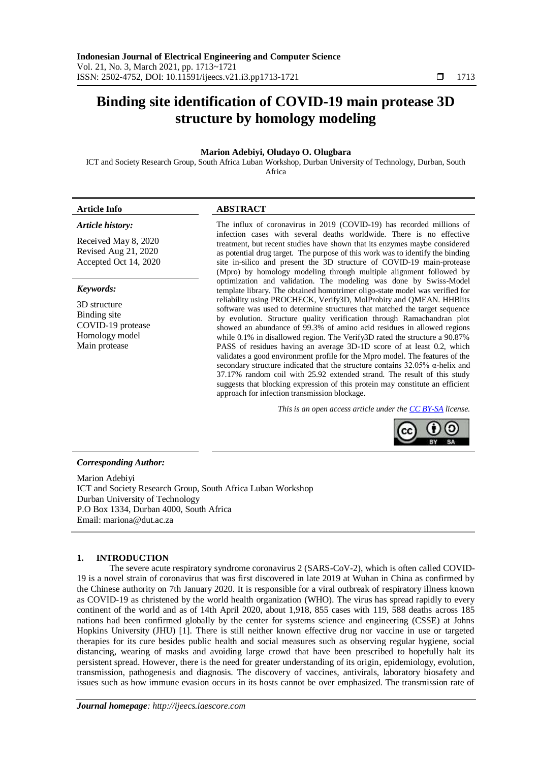# Binding site identification of COVID-19 main protease 3D structure by homology modeling

**Marion Adebiyi, Oludayo O. Olugbara**

ICT and Society Research Group, South Africa Luban Workshop, Durban University of Technology, Durban, South Africa

**Article Info**

***Article history:***

Received May 8, 2020
Revised Aug 21, 2020
Accepted Oct 14, 2020

***Keywords:***

3D structure
Binding site
COVID-19 protease
Homology model
Main protease

**ABSTRACT**

The influx of coronavirus in 2019 (COVID-19) has recorded millions of infection cases with several deaths worldwide. There is no effective treatment, but recent studies have shown that its enzymes maybe considered as potential drug target. The purpose of this work was to identify the binding site in-silico and present the 3D structure of COVID-19 main-protease (Mpro) by homology modeling through multiple alignment followed by optimization and validation. The modeling was done by Swiss-Model template library. The obtained homotrimer oligo-state model was verified for reliability using PROCHECK, Verify3D, MolProbity and QMEAN. HHBlits software was used to determine structures that matched the target sequence by evolution. Structure quality verification through Ramachandran plot showed an abundance of 99.3% of amino acid residues in allowed regions while 0.1% in disallowed region. The Verify3D rated the structure a 90.87% PASS of residues having an average 3D-1D score of at least 0.2, which validates a good environment profile for the Mpro model. The features of the secondary structure indicated that the structure contains 32.05% α-helix and 37.17% random coil with 25.92 extended strand. The result of this study suggests that blocking expression of this protein may constitute an efficient approach for infection transmission blockage.

*This is an open access article under the CC BY-SA license.*

***Corresponding Author:***

Marion Adebiyi
ICT and Society Research Group, South Africa Luban Workshop
Durban University of Technology
P.O Box 1334, Durban 4000, South Africa
Email: mariona@dut.ac.za

## 1. INTRODUCTION

The severe acute respiratory syndrome coronavirus 2 (SARS-CoV-2), which is often called COVID-19 is a novel strain of coronavirus that was first discovered in late 2019 at Wuhan in China as confirmed by the Chinese authority on 7th January 2020. It is responsible for a viral outbreak of respiratory illness known as COVID-19 as christened by the world health organization (WHO). The virus has spread rapidly to every continent of the world and as of 14th April 2020, about 1,918, 855 cases with 119, 588 deaths across 185 nations had been confirmed globally by the center for systems science and engineering (CSSE) at Johns Hopkins University (JHU) [1]. There is still neither known effective drug nor vaccine in use or targeted therapies for its cure besides public health and social measures such as observing regular hygiene, social distancing, wearing of masks and avoiding large crowd that have been prescribed to hopefully halt its persistent spread. However, there is the need for greater understanding of its origin, epidemiology, evolution, transmission, pathogenesis and diagnosis. The discovery of vaccines, antivirals, laboratory biosafety and issues such as how immune evasion occurs in its hosts cannot be over emphasized. The transmission rate of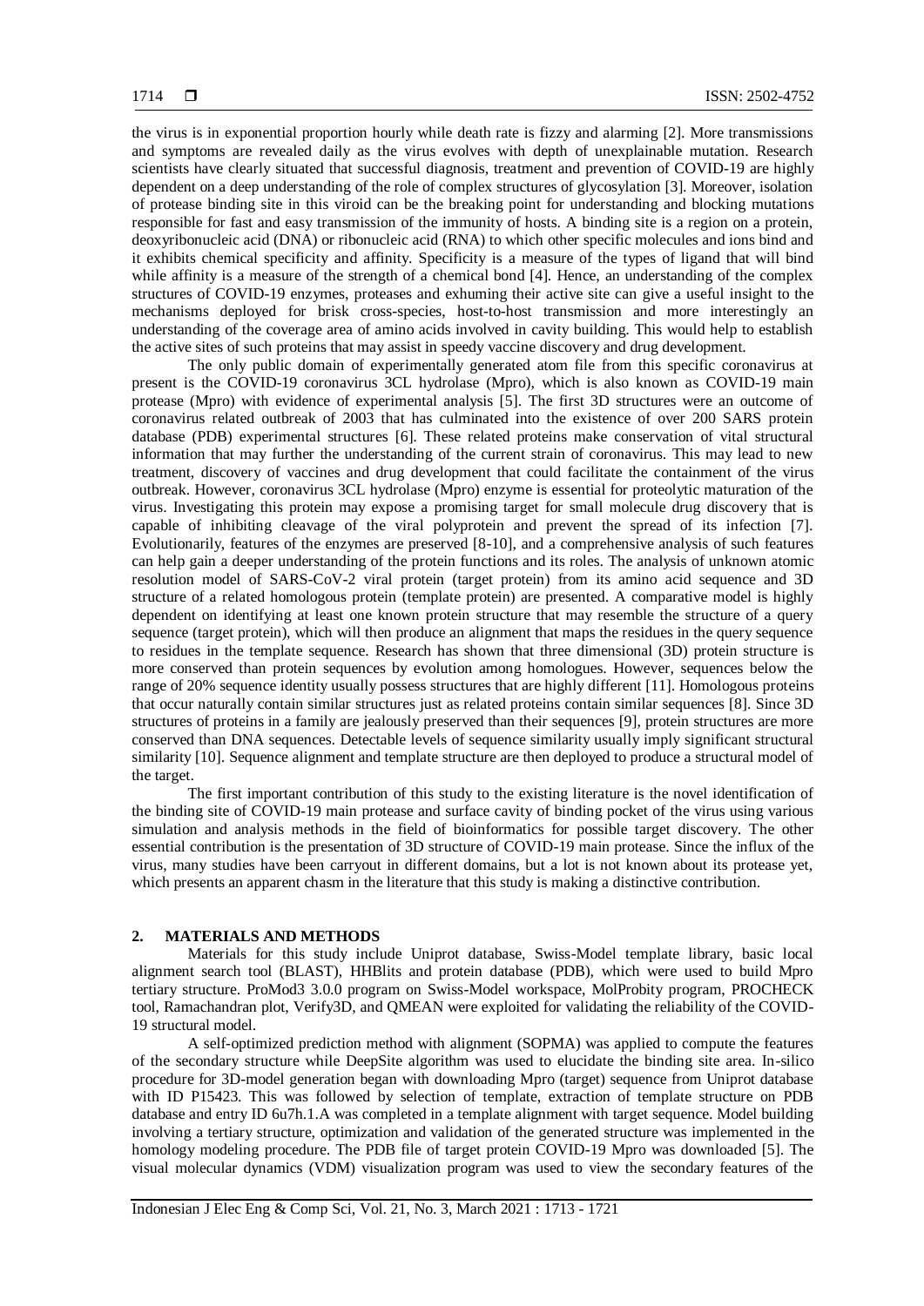the virus is in exponential proportion hourly while death rate is fizzy and alarming [2]. More transmissions and symptoms are revealed daily as the virus evolves with depth of unexplainable mutation. Research scientists have clearly situated that successful diagnosis, treatment and prevention of COVID-19 are highly dependent on a deep understanding of the role of complex structures of glycosylation [3]. Moreover, isolation of protease binding site in this viroid can be the breaking point for understanding and blocking mutations responsible for fast and easy transmission of the immunity of hosts. A binding site is a region on a protein, deoxyribonucleic acid (DNA) or ribonucleic acid (RNA) to which other specific molecules and ions bind and it exhibits chemical specificity and affinity. Specificity is a measure of the types of ligand that will bind while affinity is a measure of the strength of a chemical bond [4]. Hence, an understanding of the complex structures of COVID-19 enzymes, proteases and exhuming their active site can give a useful insight to the mechanisms deployed for brisk cross-species, host-to-host transmission and more interestingly an understanding of the coverage area of amino acids involved in cavity building. This would help to establish the active sites of such proteins that may assist in speedy vaccine discovery and drug development.

The only public domain of experimentally generated atom file from this specific coronavirus at present is the COVID-19 coronavirus 3CL hydrolase (Mpro), which is also known as COVID-19 main protease (Mpro) with evidence of experimental analysis [5]. The first 3D structures were an outcome of coronavirus related outbreak of 2003 that has culminated into the existence of over 200 SARS protein database (PDB) experimental structures [6]. These related proteins make conservation of vital structural information that may further the understanding of the current strain of coronavirus. This may lead to new treatment, discovery of vaccines and drug development that could facilitate the containment of the virus outbreak. However, coronavirus 3CL hydrolase (Mpro) enzyme is essential for proteolytic maturation of the virus. Investigating this protein may expose a promising target for small molecule drug discovery that is capable of inhibiting cleavage of the viral polyprotein and prevent the spread of its infection [7]. Evolutionarily, features of the enzymes are preserved [8-10], and a comprehensive analysis of such features can help gain a deeper understanding of the protein functions and its roles. The analysis of unknown atomic resolution model of SARS-CoV-2 viral protein (target protein) from its amino acid sequence and 3D structure of a related homologous protein (template protein) are presented. A comparative model is highly dependent on identifying at least one known protein structure that may resemble the structure of a query sequence (target protein), which will then produce an alignment that maps the residues in the query sequence to residues in the template sequence. Research has shown that three dimensional (3D) protein structure is more conserved than protein sequences by evolution among homologues. However, sequences below the range of 20% sequence identity usually possess structures that are highly different [11]. Homologous proteins that occur naturally contain similar structures just as related proteins contain similar sequences [8]. Since 3D structures of proteins in a family are jealously preserved than their sequences [9], protein structures are more conserved than DNA sequences. Detectable levels of sequence similarity usually imply significant structural similarity [10]. Sequence alignment and template structure are then deployed to produce a structural model of the target.

The first important contribution of this study to the existing literature is the novel identification of the binding site of COVID-19 main protease and surface cavity of binding pocket of the virus using various simulation and analysis methods in the field of bioinformatics for possible target discovery. The other essential contribution is the presentation of 3D structure of COVID-19 main protease. Since the influx of the virus, many studies have been carryout in different domains, but a lot is not known about its protease yet, which presents an apparent chasm in the literature that this study is making a distinctive contribution.

## 2. MATERIALS AND METHODS

Materials for this study include Uniprot database, Swiss-Model template library, basic local alignment search tool (BLAST), HHBlits and protein database (PDB), which were used to build Mpro tertiary structure. ProMod3 3.0.0 program on Swiss-Model workspace, MolProbity program, PROCHECK tool, Ramachandran plot, Verify3D, and QMEAN were exploited for validating the reliability of the COVID-19 structural model.

A self-optimized prediction method with alignment (SOPMA) was applied to compute the features of the secondary structure while DeepSite algorithm was used to elucidate the binding site area. In-silico procedure for 3D-model generation began with downloading Mpro (target) sequence from Uniprot database with ID P15423. This was followed by selection of template, extraction of template structure on PDB database and entry ID 6u7h.1.A was completed in a template alignment with target sequence. Model building involving a tertiary structure, optimization and validation of the generated structure was implemented in the homology modeling procedure. The PDB file of target protein COVID-19 Mpro was downloaded [5]. The visual molecular dynamics (VDM) visualization program was used to view the secondary features of the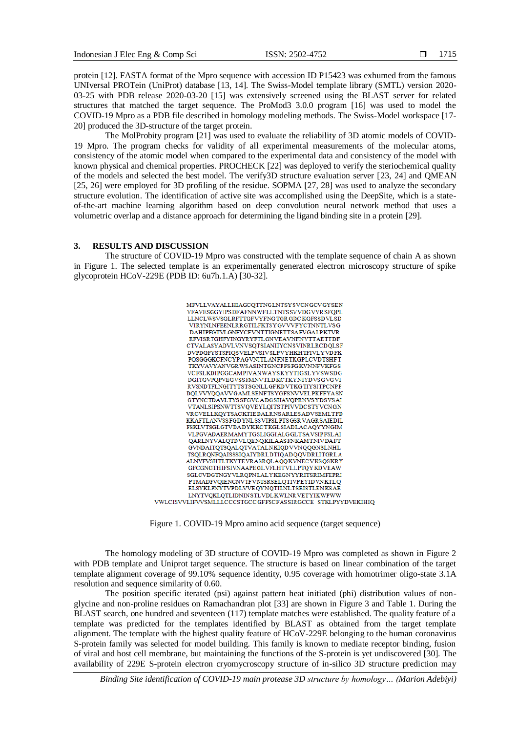protein [12]. FASTA format of the Mpro sequence with accession ID P15423 was exhumed from the famous UNIversal PROTein (UniProt) database [13, 14]. The Swiss-Model template library (SMTL) version 2020-03-25 with PDB release 2020-03-20 [15] was extensively screened using the BLAST server for related structures that matched the target sequence. The ProMod3 3.0.0 program [16] was used to model the COVID-19 Mpro as a PDB file described in homology modeling methods. The Swiss-Model workspace [17-20] produced the 3D-structure of the target protein.

The MolProbity program [21] was used to evaluate the reliability of 3D atomic models of COVID-19 Mpro. The program checks for validity of all experimental measurements of the molecular atoms, consistency of the atomic model when compared to the experimental data and consistency of the model with known physical and chemical properties. PROCHECK [22] was deployed to verify the steriochemical quality of the models and selected the best model. The verify3D structure evaluation server [23, 24] and QMEAN [25, 26] were employed for 3D profiling of the residue. SOPMA [27, 28] was used to analyze the secondary structure evolution. The identification of active site was accomplished using the DeepSite, which is a state-of-the-art machine learning algorithm based on deep convolution neural network method that uses a volumetric overlap and a distance approach for determining the ligand binding site in a protein [29].

## 3. RESULTS AND DISCUSSION

The structure of COVID-19 Mpro was constructed with the template sequence of chain A as shown in Figure 1. The selected template is an experimentally generated electron microscopy structure of spike glycoprotein HCoV-229E (PDB ID: 6u7h.1.A) [30-32].

```
MFVLLVAYALLHIAGCQTTNGLNTSYSVCNGCVGYSEN
VFAVESGGYIPSDFAFNNWFLLTNTSSVVDGVVRSFQPL
LLNCLWSVSGLRFTTGFVYFNGTGRGDCKGFSSDVLSD
VIRYNLNFEENLRRGTILFKTSYGVVVFYCTNNTLVSG
DAHIPFGTVLGNFYCFVNTTIGNETTSAFVGALPKTVR
EFVISRTGHFYINGYRYFTLGNVEAVNFNVTTAETTDF
CTVALASYADVLVNVSQTSIANIIYCNSVINRLRCDQLSF
DVPDGFYSTSPIQSVELPVSIVSLPVYHKHTFIVLYVDFK
PQSGGGKCFNCYPAGVNITLANFNETKGPLCVDTSHFT
TKYVAVYANVGRWSASINTGNCPFSFGKVNNFVKFGS
VCFSLKDIPGGCAMPIVANWAYSKYYTIGSLYVSWSDG
DGITGVPQPVEGVSSFMNVTLDKCTKYNIYDVSGVGVI
RVSNDTFLNGITYTSTSGNLLGFKDVTKGTIYSITPCNPP
DQLVVYQQAVVGAMLSENFTSYGFSNVVELPKFFYASN
GTYNCTDAVLTYSSFGVCADGSIIAVQPRNVSYDSVSAI
VTANLSIPSNWTTSVQVEYLQITSTPIVVDCSTYVCNGN
VRCVELLKQYTSACKTIEDALRNSARLESADVSEMLTFD
KKAFTLANVSSFGDYNLSSVIPSLPTSGSRVAGRSAIEDIL
FSKLVTSGLGTVDADYKKCTKGLSIADLACAQYYNGIM
VLPGVADAERMAMYTGSLIGGIALGGLTSAVSIPFSLAI
QARLNYVALQTDVLQENQKILAASFNKAMTNIVDAFT
GVNDAITQTSQALQTVATALNKIQDVVNQQGNSLNHL
TSQLRQNFQAISSSIQAIYDRLDTIQADQQVDRLITGRLA
ALNVFVSHTLTKYTEVRASRQLAQQKVNECVKSQSKRY
GFCGNGTHIFSIVNAAPEGLVFLHTVLLPTQYKDVEAW
SGLCVDGTNGYVLRQPNLALYKEGNYYRITSRIMFEPRI
PTMADFVQIENCNVTFVNISRSELQTIVPEYIDVNKTLQ
ELSYKLPNYTVPDLVVEQYNQTILNLTSEISTLENKSAE
LNYTVQKLQTLIDNINSTLVDLKWLNRVETYIKWPWW
VWLCISVVLIFVVSMLLLCCCSTGCCGFFSCFASSIRGCCE STKLPYYDVEKIHIQ
```

Figure 1. COVID-19 Mpro amino acid sequence (target sequence)

The homology modeling of 3D structure of COVID-19 Mpro was completed as shown in Figure 2 with PDB template and Uniprot target sequence. The structure is based on linear combination of the target template alignment coverage of 99.10% sequence identity, 0.95 coverage with homotrimer oligo-state 3.1A resolution and sequence similarity of 0.60.

The position specific iterated (psi) against pattern heat initiated (phi) distribution values of non-glycine and non-proline residues on Ramachandran plot [33] are shown in Figure 3 and Table 1. During the BLAST search, one hundred and seventeen (117) template matches were established. The quality feature of a template was predicted for the templates identified by BLAST as obtained from the target template alignment. The template with the highest quality feature of HCoV-229E belonging to the human coronavirus S-protein family was selected for model building. This family is known to mediate receptor binding, fusion of viral and host cell membrane, but maintaining the functions of the S-protein is yet undiscovered [30]. The availability of 229E S-protein electron cryomycroscopy structure of in-silico 3D structure prediction may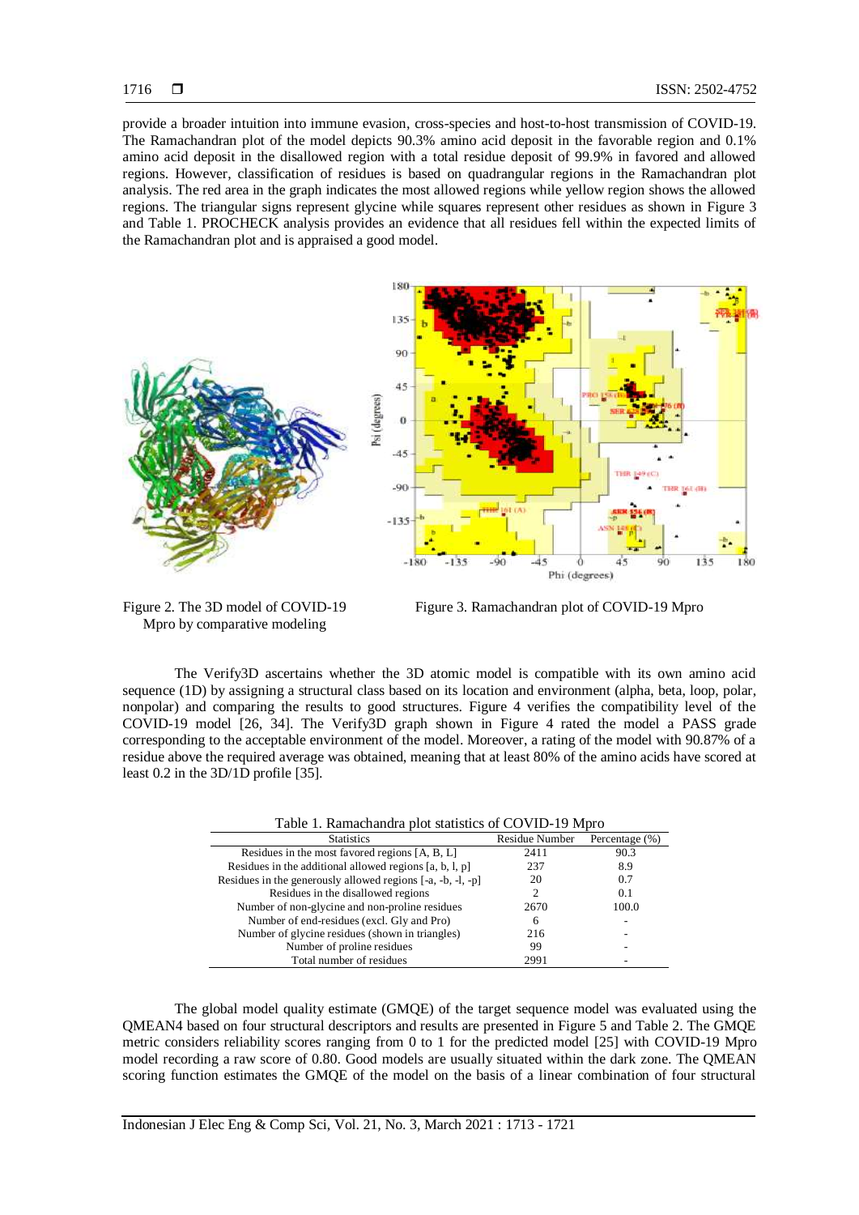provide a broader intuition into immune evasion, cross-species and host-to-host transmission of COVID-19. The Ramachandran plot of the model depicts 90.3% amino acid deposit in the favorable region and 0.1% amino acid deposit in the disallowed region with a total residue deposit of 99.9% in favored and allowed regions. However, classification of residues is based on quadrangular regions in the Ramachandran plot analysis. The red area in the graph indicates the most allowed regions while yellow region shows the allowed regions. The triangular signs represent glycine while squares represent other residues as shown in Figure 3 and Table 1. PROCHECK analysis provides an evidence that all residues fell within the expected limits of the Ramachandran plot and is appraised a good model.

Figure 2. The 3D model of COVID-19 Mpro by comparative modeling

Figure 3. Ramachandran plot of COVID-19 Mpro

The Verify3D ascertains whether the 3D atomic model is compatible with its own amino acid sequence (1D) by assigning a structural class based on its location and environment (alpha, beta, loop, polar, nonpolar) and comparing the results to good structures. Figure 4 verifies the compatibility level of the COVID-19 model [26, 34]. The Verify3D graph shown in Figure 4 rated the model a PASS grade corresponding to the acceptable environment of the model. Moreover, a rating of the model with 90.87% of a residue above the required average was obtained, meaning that at least 80% of the amino acids have scored at least 0.2 in the 3D/1D profile [35].

Table 1. Ramachandra plot statistics of COVID-19 Mpro

| Statistics | Residue Number | Percentage (%) |
|---|---|---|
| Residues in the most favored regions [A, B, L] | 2411 | 90.3 |
| Residues in the additional allowed regions [a, b, l, p] | 237 | 8.9 |
| Residues in the generously allowed regions [-a, -b, -l, -p] | 20 | 0.7 |
| Residues in the disallowed regions | 2 | 0.1 |
| Number of non-glycine and non-proline residues | 2670 | 100.0 |
| Number of end-residues (excl. Gly and Pro) | 6 | - |
| Number of glycine residues (shown in triangles) | 216 | - |
| Number of proline residues | 99 | - |
| Total number of residues | 2991 | - |

The global model quality estimate (GMQE) of the target sequence model was evaluated using the QMEAN4 based on four structural descriptors and results are presented in Figure 5 and Table 2. The GMQE metric considers reliability scores ranging from 0 to 1 for the predicted model [25] with COVID-19 Mpro model recording a raw score of 0.80. Good models are usually situated within the dark zone. The QMEAN scoring function estimates the GMQE of the model on the basis of a linear combination of four structural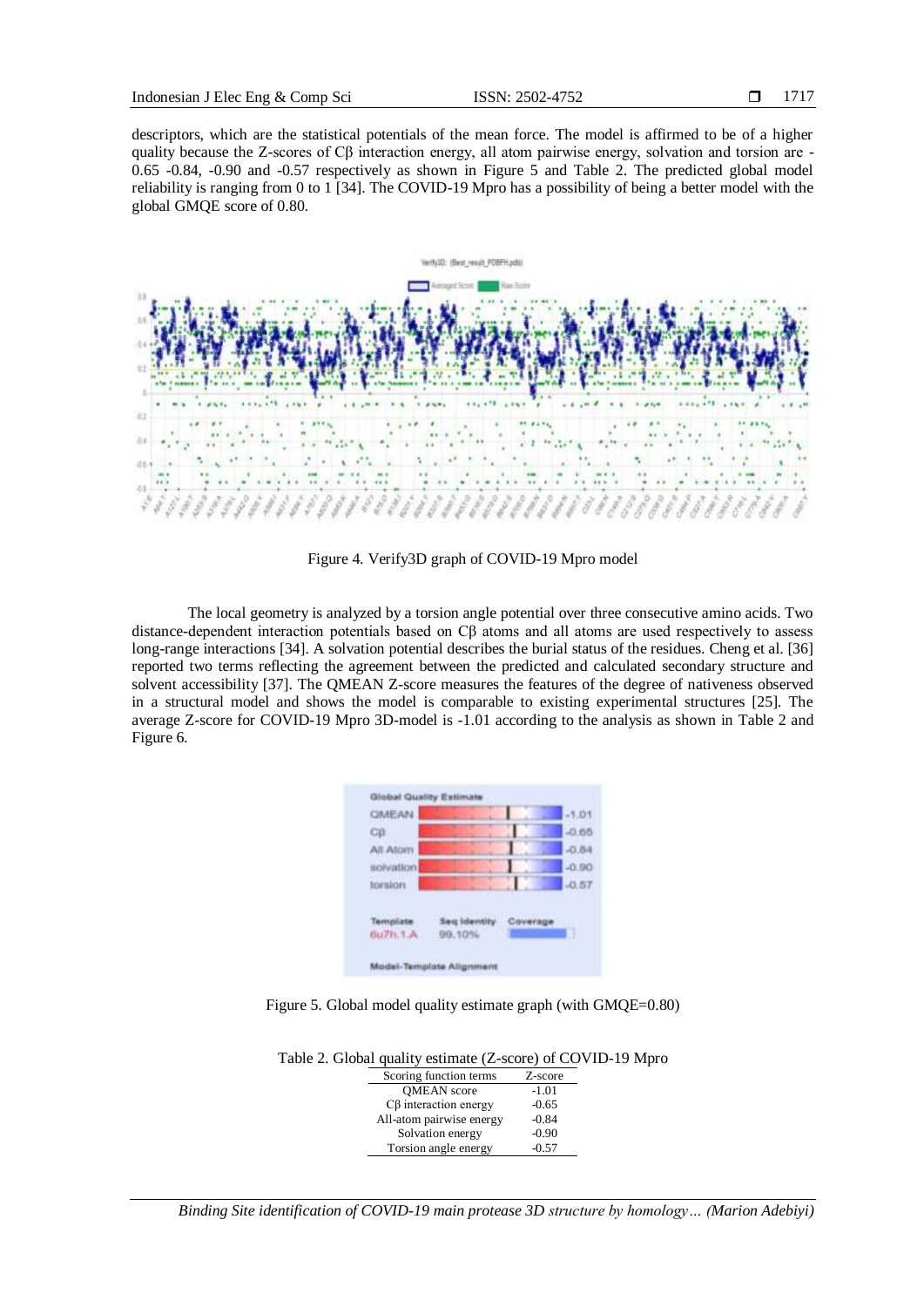descriptors, which are the statistical potentials of the mean force. The model is affirmed to be of a higher quality because the Z-scores of Cβ interaction energy, all atom pairwise energy, solvation and torsion are -0.65 -0.84, -0.90 and -0.57 respectively as shown in Figure 5 and Table 2. The predicted global model reliability is ranging from 0 to 1 [34]. The COVID-19 Mpro has a possibility of being a better model with the global GMQE score of 0.80.

Figure 4. Verify3D graph of COVID-19 Mpro model

The local geometry is analyzed by a torsion angle potential over three consecutive amino acids. Two distance-dependent interaction potentials based on Cβ atoms and all atoms are used respectively to assess long-range interactions [34]. A solvation potential describes the burial status of the residues. Cheng et al. [36] reported two terms reflecting the agreement between the predicted and calculated secondary structure and solvent accessibility [37]. The QMEAN Z-score measures the features of the degree of nativeness observed in a structural model and shows the model is comparable to existing experimental structures [25]. The average Z-score for COVID-19 Mpro 3D-model is -1.01 according to the analysis as shown in Table 2 and Figure 6.

Figure 5. Global model quality estimate graph (with GMQE=0.80)

Table 2. Global quality estimate (Z-score) of COVID-19 Mpro

| Scoring function terms | Z-score |
|---|---|
| QMEAN score | -1.01 |
| Cβ interaction energy | -0.65 |
| All-atom pairwise energy | -0.84 |
| Solvation energy | -0.90 |
| Torsion angle energy | -0.57 |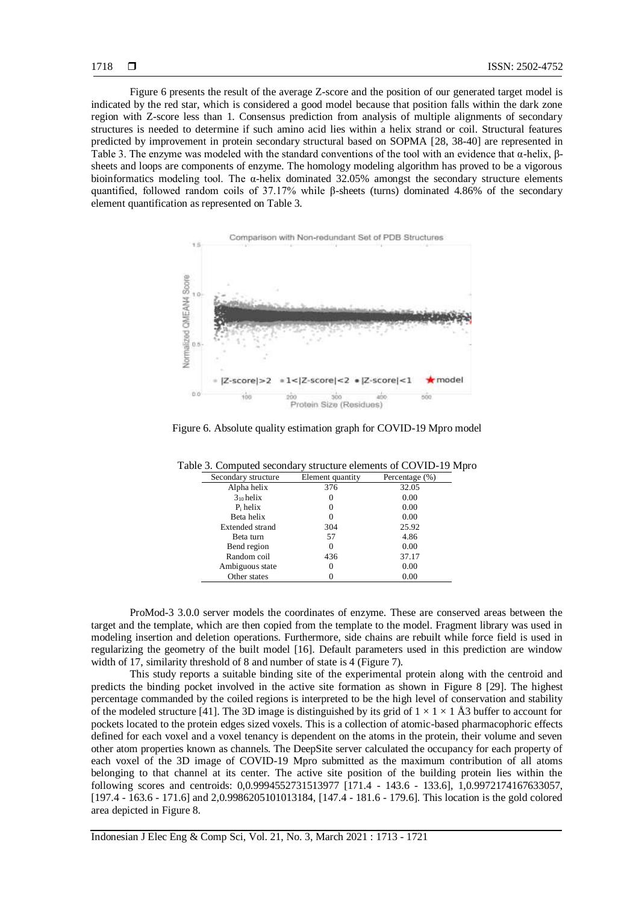Figure 6 presents the result of the average Z-score and the position of our generated target model is indicated by the red star, which is considered a good model because that position falls within the dark zone region with Z-score less than 1. Consensus prediction from analysis of multiple alignments of secondary structures is needed to determine if such amino acid lies within a helix strand or coil. Structural features predicted by improvement in protein secondary structural based on SOPMA [28, 38-40] are represented in Table 3. The enzyme was modeled with the standard conventions of the tool with an evidence that α-helix, β-sheets and loops are components of enzyme. The homology modeling algorithm has proved to be a vigorous bioinformatics modeling tool. The α-helix dominated 32.05% amongst the secondary structure elements quantified, followed random coils of 37.17% while β-sheets (turns) dominated 4.86% of the secondary element quantification as represented on Table 3.

Figure 6. Absolute quality estimation graph for COVID-19 Mpro model

Table 3. Computed secondary structure elements of COVID-19 Mpro

| Secondary structure | Element quantity | Percentage (%) |
|---|---|---|
| Alpha helix | 376 | 32.05 |
| $3_{10}$ helix | 0 | 0.00 |
| $P_i$ helix | 0 | 0.00 |
| Beta helix | 0 | 0.00 |
| Extended strand | 304 | 25.92 |
| Beta turn | 57 | 4.86 |
| Bend region | 0 | 0.00 |
| Random coil | 436 | 37.17 |
| Ambiguous state | 0 | 0.00 |
| Other states | 0 | 0.00 |

ProMod-3 3.0.0 server models the coordinates of enzyme. These are conserved areas between the target and the template, which are then copied from the template to the model. Fragment library was used in modeling insertion and deletion operations. Furthermore, side chains are rebuilt while force field is used in regularizing the geometry of the built model [16]. Default parameters used in this prediction are window width of 17, similarity threshold of 8 and number of state is 4 (Figure 7).

This study reports a suitable binding site of the experimental protein along with the centroid and predicts the binding pocket involved in the active site formation as shown in Figure 8 [29]. The highest percentage commanded by the coiled regions is interpreted to be the high level of conservation and stability of the modeled structure [41]. The 3D image is distinguished by its grid of $1 \times 1 \times 1$ Å3 buffer to account for pockets located to the protein edges sized voxels. This is a collection of atomic-based pharmacophoric effects defined for each voxel and a voxel tenancy is dependent on the atoms in the protein, their volume and seven other atom properties known as channels. The DeepSite server calculated the occupancy for each property of each voxel of the 3D image of COVID-19 Mpro submitted as the maximum contribution of all atoms belonging to that channel at its center. The active site position of the building protein lies within the following scores and centroids: 0,0.9994552731513977 [171.4 - 143.6 - 133.6], 1,0.9972174167633057, [197.4 - 163.6 - 171.6] and 2,0.9986205101013184, [147.4 - 181.6 - 179.6]. This location is the gold colored area depicted in Figure 8.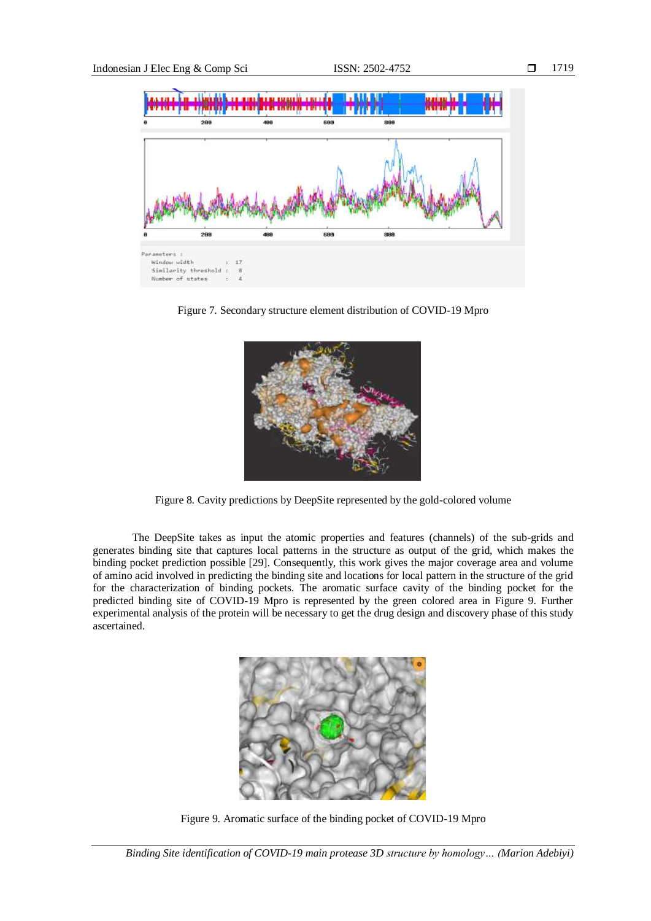Figure 7. Secondary structure element distribution of COVID-19 Mpro

Figure 8. Cavity predictions by DeepSite represented by the gold-colored volume

The DeepSite takes as input the atomic properties and features (channels) of the sub-grids and generates binding site that captures local patterns in the structure as output of the grid, which makes the binding pocket prediction possible [29]. Consequently, this work gives the major coverage area and volume of amino acid involved in predicting the binding site and locations for local pattern in the structure of the grid for the characterization of binding pockets. The aromatic surface cavity of the binding pocket for the predicted binding site of COVID-19 Mpro is represented by the green colored area in Figure 9. Further experimental analysis of the protein will be necessary to get the drug design and discovery phase of this study ascertained.

Figure 9. Aromatic surface of the binding pocket of COVID-19 Mpro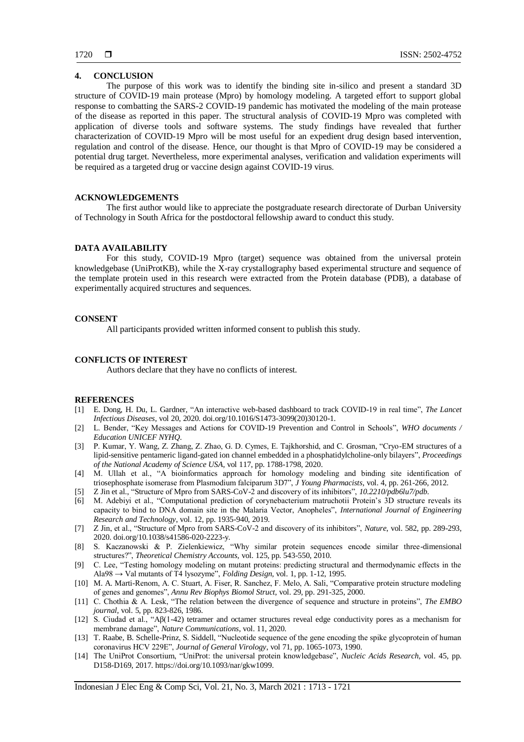## 4. CONCLUSION

The purpose of this work was to identify the binding site in-silico and present a standard 3D structure of COVID-19 main protease (Mpro) by homology modeling. A targeted effort to support global response to combatting the SARS-2 COVID-19 pandemic has motivated the modeling of the main protease of the disease as reported in this paper. The structural analysis of COVID-19 Mpro was completed with application of diverse tools and software systems. The study findings have revealed that further characterization of COVID-19 Mpro will be most useful for an expedient drug design based intervention, regulation and control of the disease. Hence, our thought is that Mpro of COVID-19 may be considered a potential drug target. Nevertheless, more experimental analyses, verification and validation experiments will be required as a targeted drug or vaccine design against COVID-19 virus.

## ACKNOWLEDGEMENTS

The first author would like to appreciate the postgraduate research directorate of Durban University of Technology in South Africa for the postdoctoral fellowship award to conduct this study.

## DATA AVAILABILITY

For this study, COVID-19 Mpro (target) sequence was obtained from the universal protein knowledgebase (UniProtKB), while the X-ray crystallography based experimental structure and sequence of the template protein used in this research were extracted from the Protein database (PDB), a database of experimentally acquired structures and sequences.

## CONSENT

All participants provided written informed consent to publish this study.

## CONFLICTS OF INTEREST

Authors declare that they have no conflicts of interest.

## REFERENCES

[1] E. Dong, H. Du, L. Gardner, "An interactive web-based dashboard to track COVID-19 in real time", *The Lancet Infectious Diseases*, vol 20, 2020. doi.org/10.1016/S1473-3099(20)30120-1.

[2] L. Bender, "Key Messages and Actions for COVID-19 Prevention and Control in Schools", *WHO documents / Education UNICEF NYHQ*.

[3] P. Kumar, Y. Wang, Z. Zhang, Z. Zhao, G. D. Cymes, E. Tajkhorshid, and C. Grosman, "Cryo-EM structures of a lipid-sensitive pentameric ligand-gated ion channel embedded in a phosphatidylcholine-only bilayers", *Proceedings of the National Academy of Science USA*, vol 117, pp. 1788-1798, 2020.

[4] M. Ullah et al., "A bioinformatics approach for homology modeling and binding site identification of triosephosphate isomerase from Plasmodium falciparum 3D7", *J Young Pharmacists*, vol. 4, pp. 261-266, 2012.

[5] Z Jin et al., "Structure of Mpro from SARS-CoV-2 and discovery of its inhibitors", *10.2210/pdb6lu7/pdb*.

[6] M. Adebiyi et al., "Computational prediction of corynebacterium matruchotii Protein's 3D structure reveals its capacity to bind to DNA domain site in the Malaria Vector, Anopheles", *International Journal of Engineering Research and Technology*, vol. 12, pp. 1935-940, 2019.

[7] Z Jin, et al., "Structure of Mpro from SARS-CoV-2 and discovery of its inhibitors", *Nature*, vol. 582, pp. 289-293, 2020. doi.org/10.1038/s41586-020-2223-y.

[8] S. Kaczanowski & P. Zielenkiewicz, "Why similar protein sequences encode similar three-dimensional structures?", *Theoretical Chemistry Accounts,* vol. 125, pp. 543-550, 2010.

[9] C. Lee, "Testing homology modeling on mutant proteins: predicting structural and thermodynamic effects in the Ala98 → Val mutants of T4 lysozyme", *Folding Design,* vol. 1, pp. 1-12, 1995.

[10] M. A. Marti-Renom, A. C. Stuart, A. Fiser, R. Sanchez, F. Melo, A. Sali, "Comparative protein structure modeling of genes and genomes", *Annu Rev Biophys Biomol Struct*, vol. 29, pp. 291-325, 2000.

[11] C. Chothia & A. Lesk, "The relation between the divergence of sequence and structure in proteins", *The EMBO journal*, vol. 5, pp. 823-826, 1986.

[12] S. Ciudad et al., "Aβ(1-42) tetramer and octamer structures reveal edge conductivity pores as a mechanism for membrane damage", *Nature Communications*, vol. 11, 2020.

[13] T. Raabe, B. Schelle-Prinz, S. Siddell, "Nucleotide sequence of the gene encoding the spike glycoprotein of human coronavirus HCV 229E", *Journal of General Virology*, vol 71, pp. 1065-1073, 1990.

[14] The UniProt Consortium, "UniProt: the universal protein knowledgebase", *Nucleic Acids Research*, vol. 45, pp. D158-D169, 2017. https://doi.org/10.1093/nar/gkw1099.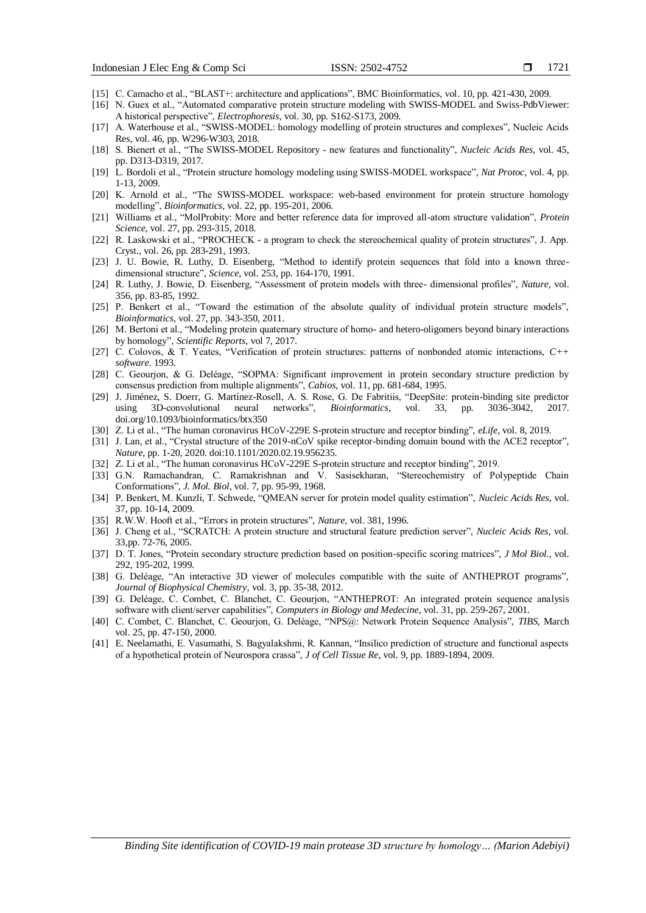[15] C. Camacho et al., "BLAST+: architecture and applications", BMC Bioinformatics, vol. 10, pp. 421-430, 2009.

[16] N. Guex et al., "Automated comparative protein structure modeling with SWISS-MODEL and Swiss-PdbViewer: A historical perspective", *Electrophoresis*, vol. 30, pp. S162-S173, 2009.

[17] A. Waterhouse et al., "SWISS-MODEL: homology modelling of protein structures and complexes", Nucleic Acids Res, vol. 46, pp. W296-W303, 2018.

[18] S. Bienert et al., "The SWISS-MODEL Repository - new features and functionality", *Nucleic Acids Res*, vol. 45, pp. D313-D319, 2017.

[19] L. Bordoli et al., "Protein structure homology modeling using SWISS-MODEL workspace", *Nat Protoc*, vol. 4, pp. 1-13, 2009.

[20] K. Arnold et al., "The SWISS-MODEL workspace: web-based environment for protein structure homology modelling", *Bioinformatics*, vol. 22, pp. 195-201, 2006.

[21] Williams et al., "MolProbity: More and better reference data for improved all-atom structure validation", *Protein Science*, vol. 27, pp. 293-315, 2018.

[22] R. Laskowski et al., "PROCHECK - a program to check the stereochemical quality of protein structures", J. App. Cryst., vol. 26, pp. 283-291, 1993.

[23] J. U. Bowie, R. Luthy, D. Eisenberg, "Method to identify protein sequences that fold into a known three-dimensional structure", *Science*, vol. 253, pp. 164-170, 1991.

[24] R. Luthy, J. Bowie, D. Eisenberg, "Assessment of protein models with three- dimensional profiles", *Nature*, vol. 356, pp. 83-85, 1992.

[25] P. Benkert et al., "Toward the estimation of the absolute quality of individual protein structure models", *Bioinformatics*, vol. 27, pp. 343-350, 2011.

[26] M. Bertoni et al., "Modeling protein quaternary structure of homo- and hetero-oligomers beyond binary interactions by homology", *Scientific Reports*, vol 7, 2017.

[27] C. Colovos, & T. Yeates, "Verification of protein structures: patterns of nonbonded atomic interactions, *C++ software*. 1993.

[28] C. Geourjon, & G. Deléage, "SOPMA: Significant improvement in protein secondary structure prediction by consensus prediction from multiple alignments", *Cabios*, vol. 11, pp. 681-684, 1995.

[29] J. Jiménez, S. Doerr, G. Martínez-Rosell, A. S. Rose, G. De Fabritiis, "DeepSite: protein-binding site predictor using 3D-convolutional neural networks", *Bioinformatics*, vol. 33, pp. 3036-3042, 2017. doi.org/10.1093/bioinformatics/btx350

[30] Z. Li et al., "The human coronavirus HCoV-229E S-protein structure and receptor binding", *eLife*, vol. 8, 2019.

[31] J. Lan, et al., "Crystal structure of the 2019-nCoV spike receptor-binding domain bound with the ACE2 receptor", *Nature*, pp. 1-20, 2020. doi:10.1101/2020.02.19.956235.

[32] Z. Li et al., "The human coronavirus HCoV-229E S-protein structure and receptor binding", 2019.

[33] G.N. Ramachandran, C. Ramakrishnan and V. Sasisekharan, "Stereochemistry of Polypeptide Chain Conformations", *J. Mol. Biol*, vol. 7, pp. 95-99, 1968.

[34] P. Benkert, M. Kunzli, T. Schwede, "QMEAN server for protein model quality estimation", *Nucleic Acids Res*, vol. 37, pp. 10-14, 2009.

[35] R.W.W. Hooft et al., "Errors in protein structures", *Nature*, vol. 381, 1996.

[36] J. Cheng et al., "SCRATCH: A protein structure and structural feature prediction server", *Nucleic Acids Res*, vol. 33,pp. 72-76, 2005.

[37] D. T. Jones, "Protein secondary structure prediction based on position-specific scoring matrices", *J Mol Biol.*, vol. 292, 195-202, 1999.

[38] G. Deléage, "An interactive 3D viewer of molecules compatible with the suite of ANTHEPROT programs", *Journal of Biophysical Chemistry*, vol. 3, pp. 35-38, 2012.

[39] G. Deléage, C. Combet, C. Blanchet, C. Geourjon, "ANTHEPROT: An integrated protein sequence analysis software with client/server capabilities", *Computers in Biology and Medecine*, vol. 31, pp. 259-267, 2001.

[40] C. Combet, C. Blanchet, C. Geourjon, G. Deléage, "NPS@: Network Protein Sequence Analysis", *TIBS*, March vol. 25, pp. 47-150, 2000.

[41] E. Neelamathi, E. Vasumathi, S. Bagyalakshmi, R. Kannan, "Insilico prediction of structure and functional aspects of a hypothetical protein of Neurospora crassa", *J of Cell Tissue Re*, vol. 9, pp. 1889-1894, 2009.